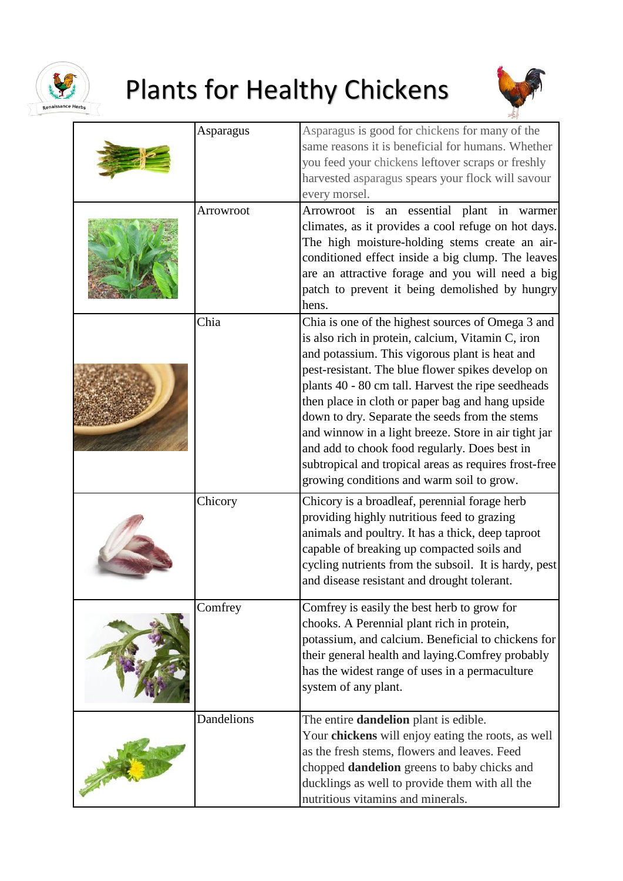# Plants for Healthy Chickens

| | | |
|---|---|---|
| | Asparagus | Asparagus is good for chickens for many of the same reasons it is beneficial for humans. Whether you feed your chickens leftover scraps or freshly harvested asparagus spears your flock will savour every morsel. |
| | Arrowroot | Arrowroot is an essential plant in warmer climates, as it provides a cool refuge on hot days. The high moisture-holding stems create an air-conditioned effect inside a big clump. The leaves are an attractive forage and you will need a big patch to prevent it being demolished by hungry hens. |
| | Chia | Chia is one of the highest sources of Omega 3 and is also rich in protein, calcium, Vitamin C, iron and potassium. This vigorous plant is heat and pest-resistant. The blue flower spikes develop on plants 40 - 80 cm tall. Harvest the ripe seedheads then place in cloth or paper bag and hang upside down to dry. Separate the seeds from the stems and winnow in a light breeze. Store in air tight jar and add to chook food regularly. Does best in subtropical and tropical areas as requires frost-free growing conditions and warm soil to grow. |
| | Chicory | Chicory is a broadleaf, perennial forage herb providing highly nutritious feed to grazing animals and poultry. It has a thick, deep taproot capable of breaking up compacted soils and cycling nutrients from the subsoil. It is hardy, pest and disease resistant and drought tolerant. |
| | Comfrey | Comfrey is easily the best herb to grow for chooks. A Perennial plant rich in protein, potassium, and calcium. Beneficial to chickens for their general health and laying.Comfrey probably has the widest range of uses in a permaculture system of any plant. |
| | Dandelions | The entire **dandelion** plant is edible. Your **chickens** will enjoy eating the roots, as well as the fresh stems, flowers and leaves. Feed chopped **dandelion** greens to baby chicks and ducklings as well to provide them with all the nutritious vitamins and minerals. |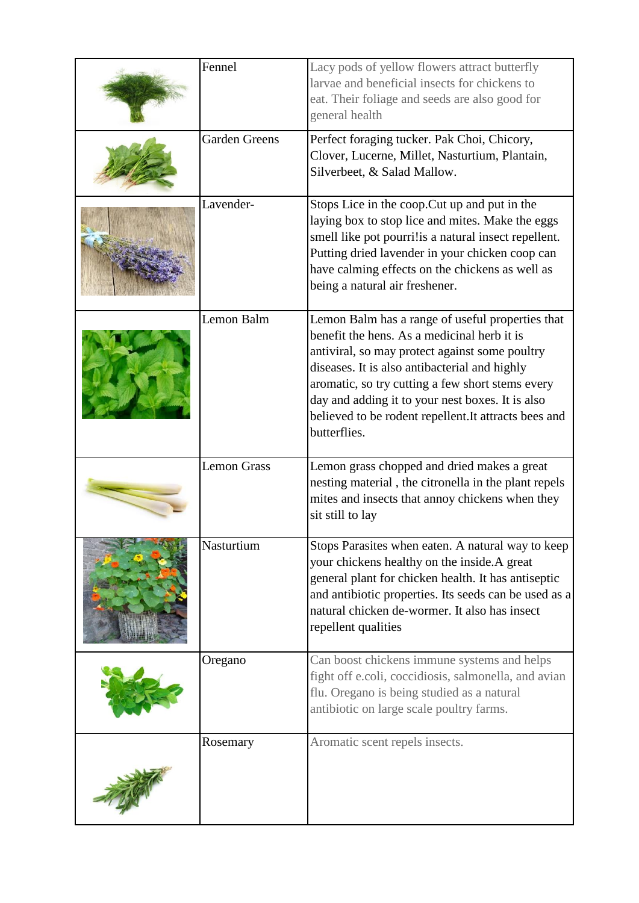| | | |
|---|---|---|
| | Fennel | Lacy pods of yellow flowers attract butterfly larvae and beneficial insects for chickens to eat. Their foliage and seeds are also good for general health |
| | Garden Greens | Perfect foraging tucker. Pak Choi, Chicory, Clover, Lucerne, Millet, Nasturtium, Plantain, Silverbeet, & Salad Mallow. |
| | Lavender- | Stops Lice in the coop.Cut up and put in the laying box to stop lice and mites. Make the eggs smell like pot pourri!is a natural insect repellent. Putting dried lavender in your chicken coop can have calming effects on the chickens as well as being a natural air freshener. |
| | Lemon Balm | Lemon Balm has a range of useful properties that benefit the hens. As a medicinal herb it is antiviral, so may protect against some poultry diseases. It is also antibacterial and highly aromatic, so try cutting a few short stems every day and adding it to your nest boxes. It is also believed to be rodent repellent.It attracts bees and butterflies. |
| | Lemon Grass | Lemon grass chopped and dried makes a great nesting material , the citronella in the plant repels mites and insects that annoy chickens when they sit still to lay |
| | Nasturtium | Stops Parasites when eaten. A natural way to keep your chickens healthy on the inside.A great general plant for chicken health. It has antiseptic and antibiotic properties. Its seeds can be used as a natural chicken de-wormer. It also has insect repellent qualities |
| | Oregano | Can boost chickens immune systems and helps fight off e.coli, coccidiosis, salmonella, and avian flu. Oregano is being studied as a natural antibiotic on large scale poultry farms. |
| | Rosemary | Aromatic scent repels insects. |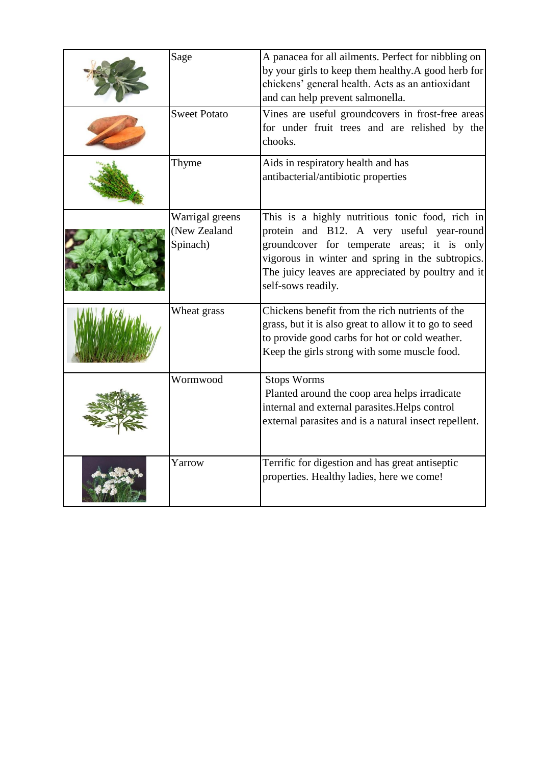| | | |
|---|---|---|
| | Sage | A panacea for all ailments. Perfect for nibbling on by your girls to keep them healthy.A good herb for chickens' general health. Acts as an antioxidant and can help prevent salmonella. |
| | Sweet Potato | Vines are useful groundcovers in frost-free areas for under fruit trees and are relished by the chooks. |
| | Thyme | Aids in respiratory health and has antibacterial/antibiotic properties |
| | Warrigal greens (New Zealand Spinach) | This is a highly nutritious tonic food, rich in protein and B12. A very useful year-round groundcover for temperate areas; it is only vigorous in winter and spring in the subtropics. The juicy leaves are appreciated by poultry and it self-sows readily. |
| | Wheat grass | Chickens benefit from the rich nutrients of the grass, but it is also great to allow it to go to seed to provide good carbs for hot or cold weather. Keep the girls strong with some muscle food. |
| | Wormwood | Stops Worms<br>Planted around the coop area helps irradicate internal and external parasites.Helps control external parasites and is a natural insect repellent. |
| | Yarrow | Terrific for digestion and has great antiseptic properties. Healthy ladies, here we come! |